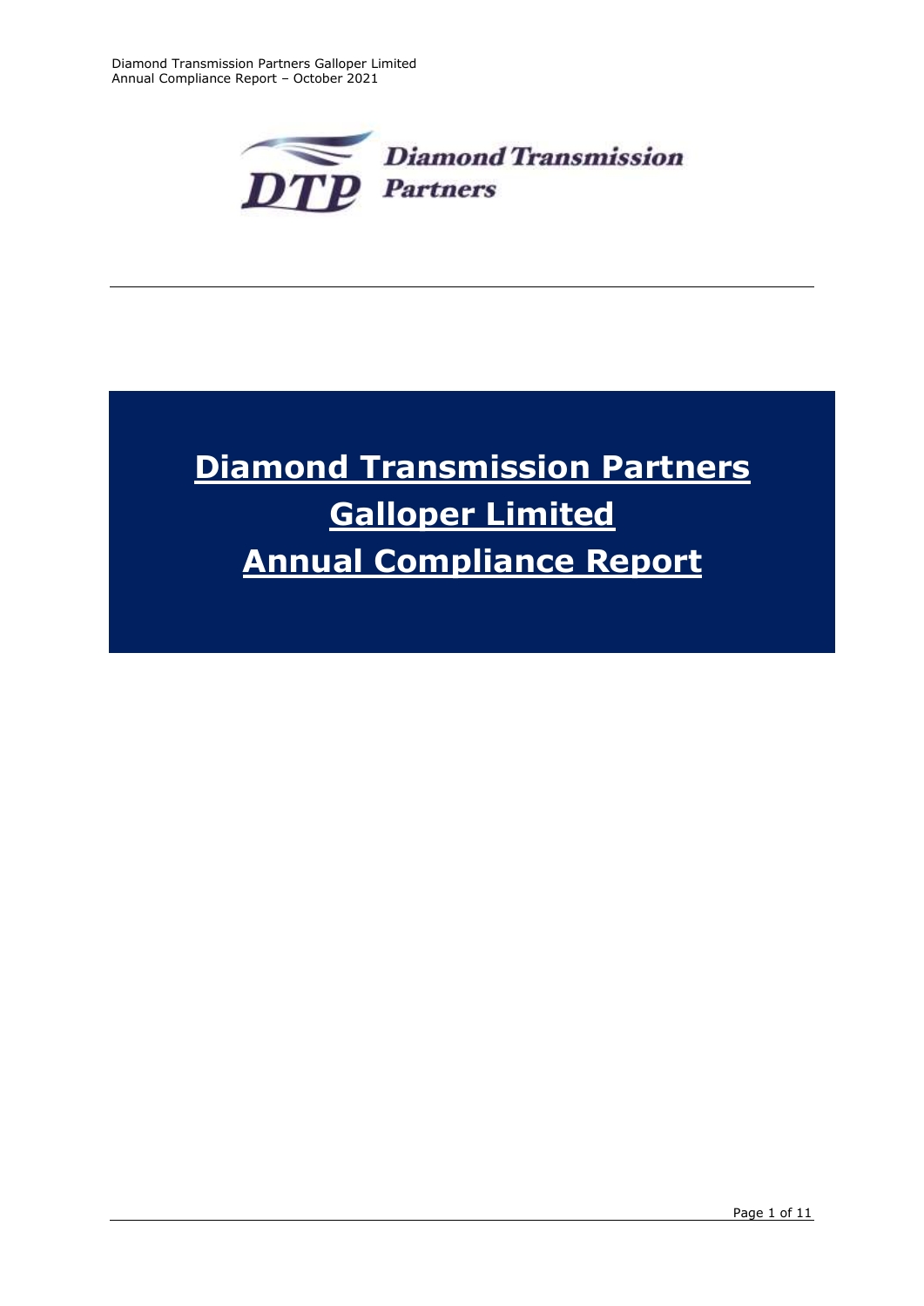Diamond Transmission Partners

# Diamond Transmission Partners Galloper Limited Annual Compliance Report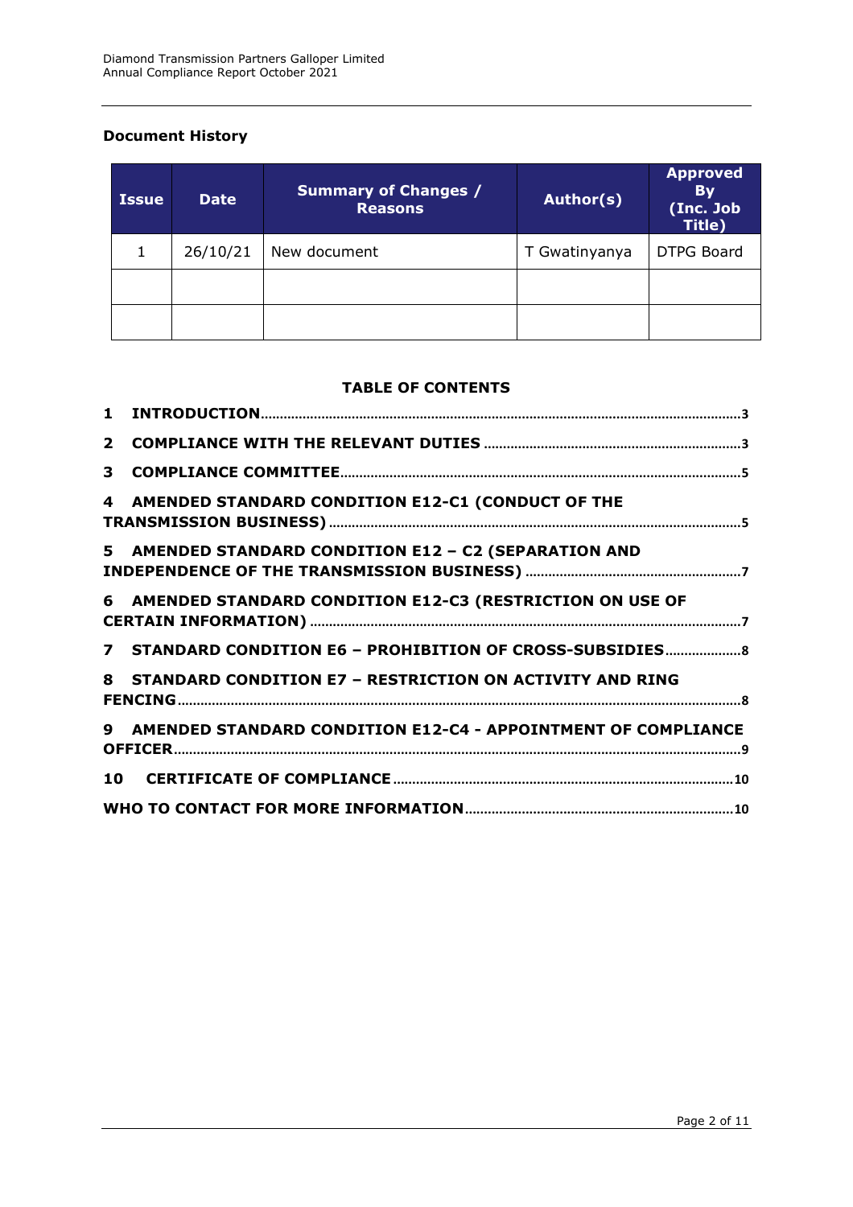**Document History**

| Issue | Date | Summary of Changes / Reasons | Author(s) | Approved By (Inc. Job Title) |
|---|---|---|---|---|
| 1 | 26/10/21 | New document | T Gwatinyanya | DTPG Board |
| | | | | |
| | | | | |

**TABLE OF CONTENTS**

**1 INTRODUCTION** ..... 3

**2 COMPLIANCE WITH THE RELEVANT DUTIES** ..... 3

**3 COMPLIANCE COMMITTEE** ..... 5

**4 AMENDED STANDARD CONDITION E12-C1 (CONDUCT OF THE TRANSMISSION BUSINESS)** ..... 5

**5 AMENDED STANDARD CONDITION E12 – C2 (SEPARATION AND INDEPENDENCE OF THE TRANSMISSION BUSINESS)** ..... 7

**6 AMENDED STANDARD CONDITION E12-C3 (RESTRICTION ON USE OF CERTAIN INFORMATION)** ..... 7

**7 STANDARD CONDITION E6 – PROHIBITION OF CROSS-SUBSIDIES** ..... 8

**8 STANDARD CONDITION E7 – RESTRICTION ON ACTIVITY AND RING FENCING** ..... 8

**9 AMENDED STANDARD CONDITION E12-C4 - APPOINTMENT OF COMPLIANCE OFFICER** ..... 9

**10 CERTIFICATE OF COMPLIANCE** ..... 10

**WHO TO CONTACT FOR MORE INFORMATION** ..... 10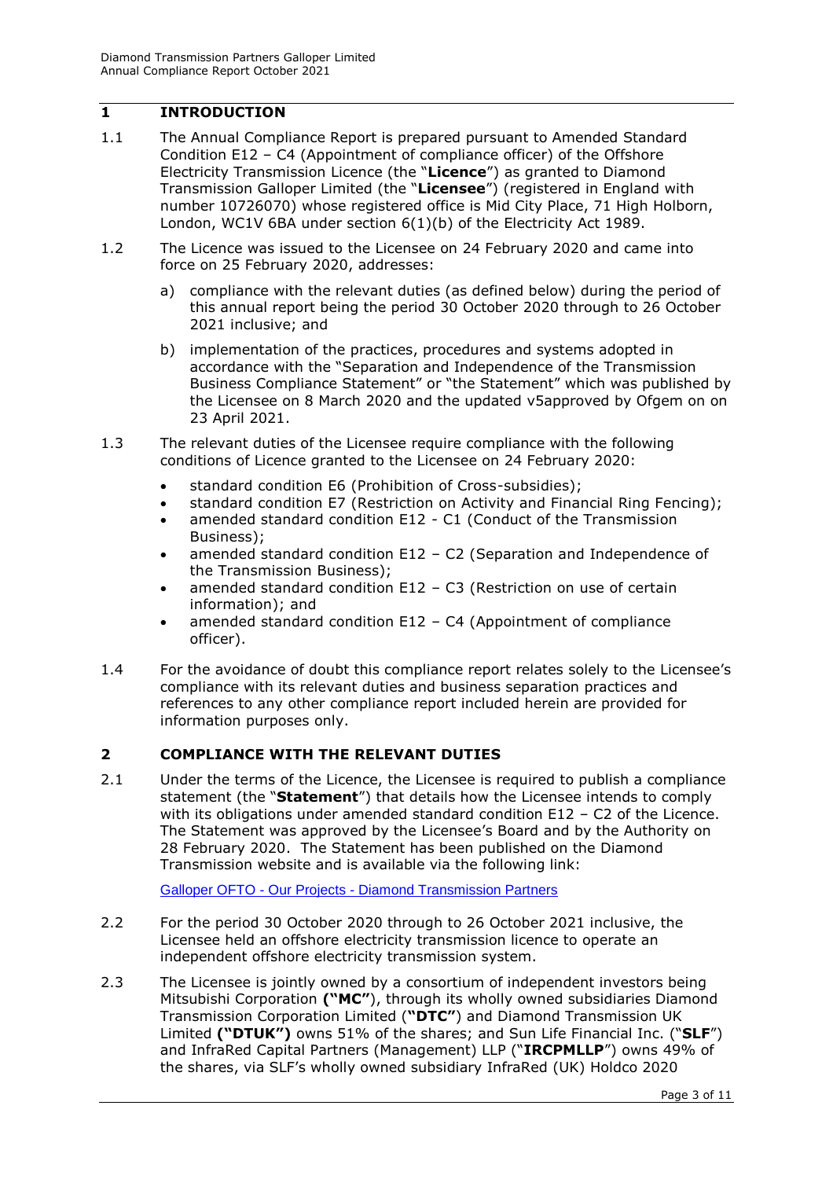## 1 INTRODUCTION

1.1 The Annual Compliance Report is prepared pursuant to Amended Standard Condition E12 – C4 (Appointment of compliance officer) of the Offshore Electricity Transmission Licence (the "**Licence**") as granted to Diamond Transmission Galloper Limited (the "**Licensee**") (registered in England with number 10726070) whose registered office is Mid City Place, 71 High Holborn, London, WC1V 6BA under section 6(1)(b) of the Electricity Act 1989.

1.2 The Licence was issued to the Licensee on 24 February 2020 and came into force on 25 February 2020, addresses:

   a) compliance with the relevant duties (as defined below) during the period of this annual report being the period 30 October 2020 through to 26 October 2021 inclusive; and

   b) implementation of the practices, procedures and systems adopted in accordance with the "Separation and Independence of the Transmission Business Compliance Statement" or "the Statement" which was published by the Licensee on 8 March 2020 and the updated v5approved by Ofgem on on 23 April 2021.

1.3 The relevant duties of the Licensee require compliance with the following conditions of Licence granted to the Licensee on 24 February 2020:

- standard condition E6 (Prohibition of Cross-subsidies);
- standard condition E7 (Restriction on Activity and Financial Ring Fencing);
- amended standard condition E12 - C1 (Conduct of the Transmission Business);
- amended standard condition E12 – C2 (Separation and Independence of the Transmission Business);
- amended standard condition E12 – C3 (Restriction on use of certain information); and
- amended standard condition E12 – C4 (Appointment of compliance officer).

1.4 For the avoidance of doubt this compliance report relates solely to the Licensee's compliance with its relevant duties and business separation practices and references to any other compliance report included herein are provided for information purposes only.

## 2 COMPLIANCE WITH THE RELEVANT DUTIES

2.1 Under the terms of the Licence, the Licensee is required to publish a compliance statement (the "**Statement**") that details how the Licensee intends to comply with its obligations under amended standard condition E12 – C2 of the Licence. The Statement was approved by the Licensee's Board and by the Authority on 28 February 2020. The Statement has been published on the Diamond Transmission website and is available via the following link:

[Galloper OFTO - Our Projects - Diamond Transmission Partners]

2.2 For the period 30 October 2020 through to 26 October 2021 inclusive, the Licensee held an offshore electricity transmission licence to operate an independent offshore electricity transmission system.

2.3 The Licensee is jointly owned by a consortium of independent investors being Mitsubishi Corporation **("MC")**, through its wholly owned subsidiaries Diamond Transmission Corporation Limited (**"DTC"**) and Diamond Transmission UK Limited **("DTUK")** owns 51% of the shares; and Sun Life Financial Inc. ("**SLF**") and InfraRed Capital Partners (Management) LLP ("**IRCPMLLP**") owns 49% of the shares, via SLF's wholly owned subsidiary InfraRed (UK) Holdco 2020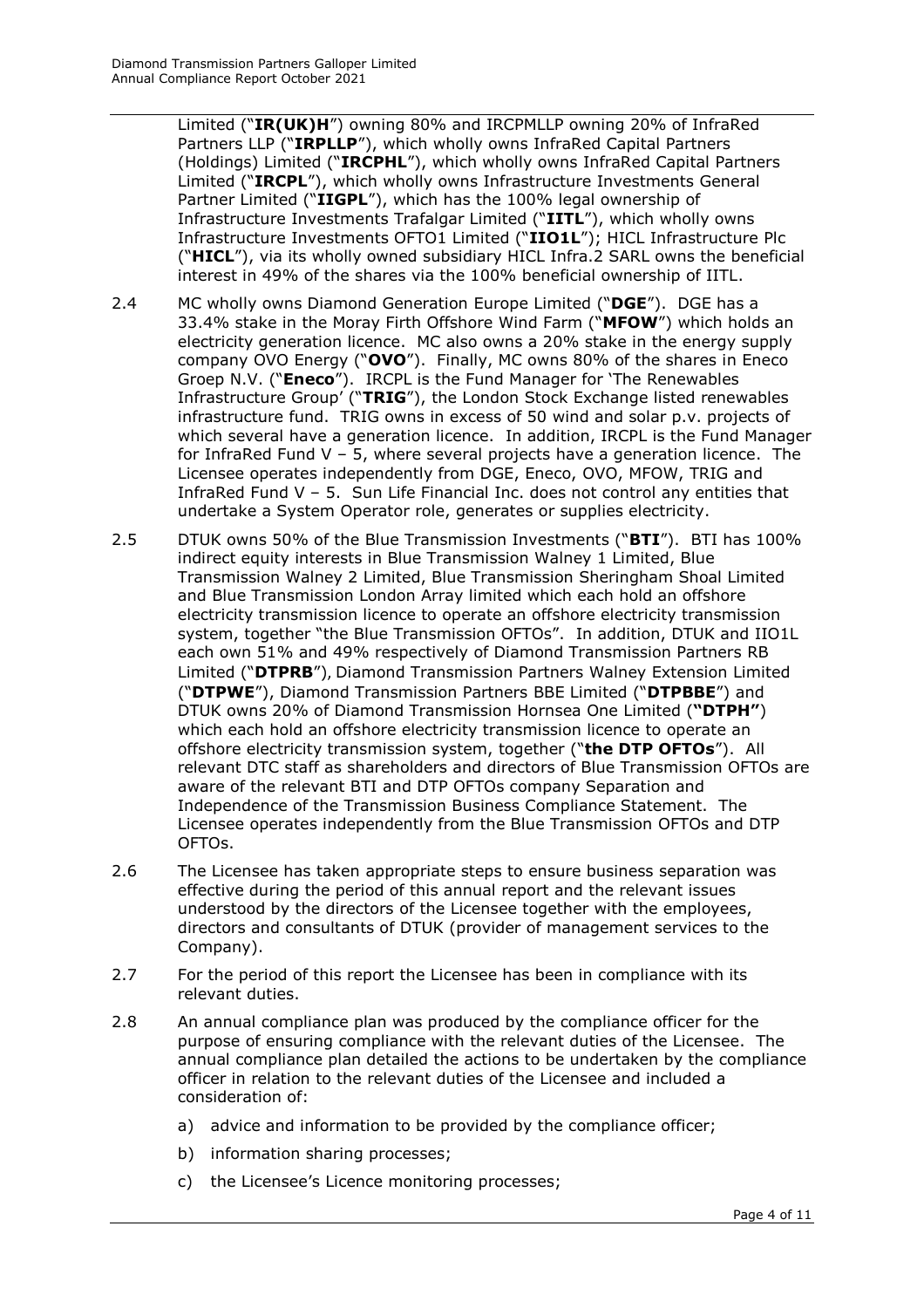Limited ("**IR(UK)H**") owning 80% and IRCPMLLP owning 20% of InfraRed Partners LLP ("**IRPLLP**"), which wholly owns InfraRed Capital Partners (Holdings) Limited ("**IRCPHL**"), which wholly owns InfraRed Capital Partners Limited ("**IRCPL**"), which wholly owns Infrastructure Investments General Partner Limited ("**IIGPL**"), which has the 100% legal ownership of Infrastructure Investments Trafalgar Limited ("**IITL**"), which wholly owns Infrastructure Investments OFTO1 Limited ("**IIO1L**"); HICL Infrastructure Plc ("**HICL**"), via its wholly owned subsidiary HICL Infra.2 SARL owns the beneficial interest in 49% of the shares via the 100% beneficial ownership of IITL.

2.4 MC wholly owns Diamond Generation Europe Limited ("**DGE**"). DGE has a 33.4% stake in the Moray Firth Offshore Wind Farm ("**MFOW**") which holds an electricity generation licence. MC also owns a 20% stake in the energy supply company OVO Energy ("**OVO**"). Finally, MC owns 80% of the shares in Eneco Groep N.V. ("**Eneco**"). IRCPL is the Fund Manager for 'The Renewables Infrastructure Group' ("**TRIG**"), the London Stock Exchange listed renewables infrastructure fund. TRIG owns in excess of 50 wind and solar p.v. projects of which several have a generation licence. In addition, IRCPL is the Fund Manager for InfraRed Fund V – 5, where several projects have a generation licence. The Licensee operates independently from DGE, Eneco, OVO, MFOW, TRIG and InfraRed Fund V – 5. Sun Life Financial Inc. does not control any entities that undertake a System Operator role, generates or supplies electricity.

2.5 DTUK owns 50% of the Blue Transmission Investments ("**BTI**"). BTI has 100% indirect equity interests in Blue Transmission Walney 1 Limited, Blue Transmission Walney 2 Limited, Blue Transmission Sheringham Shoal Limited and Blue Transmission London Array limited which each hold an offshore electricity transmission licence to operate an offshore electricity transmission system, together "the Blue Transmission OFTOs". In addition, DTUK and IIO1L each own 51% and 49% respectively of Diamond Transmission Partners RB Limited ("**DTPRB**"), Diamond Transmission Partners Walney Extension Limited ("**DTPWE**"), Diamond Transmission Partners BBE Limited ("**DTPBBE**") and DTUK owns 20% of Diamond Transmission Hornsea One Limited (**"DTPH"**) which each hold an offshore electricity transmission licence to operate an offshore electricity transmission system, together ("**the DTP OFTOs**"). All relevant DTC staff as shareholders and directors of Blue Transmission OFTOs are aware of the relevant BTI and DTP OFTOs company Separation and Independence of the Transmission Business Compliance Statement. The Licensee operates independently from the Blue Transmission OFTOs and DTP OFTOs.

2.6 The Licensee has taken appropriate steps to ensure business separation was effective during the period of this annual report and the relevant issues understood by the directors of the Licensee together with the employees, directors and consultants of DTUK (provider of management services to the Company).

2.7 For the period of this report the Licensee has been in compliance with its relevant duties.

2.8 An annual compliance plan was produced by the compliance officer for the purpose of ensuring compliance with the relevant duties of the Licensee. The annual compliance plan detailed the actions to be undertaken by the compliance officer in relation to the relevant duties of the Licensee and included a consideration of:

a) advice and information to be provided by the compliance officer;

b) information sharing processes;

c) the Licensee's Licence monitoring processes;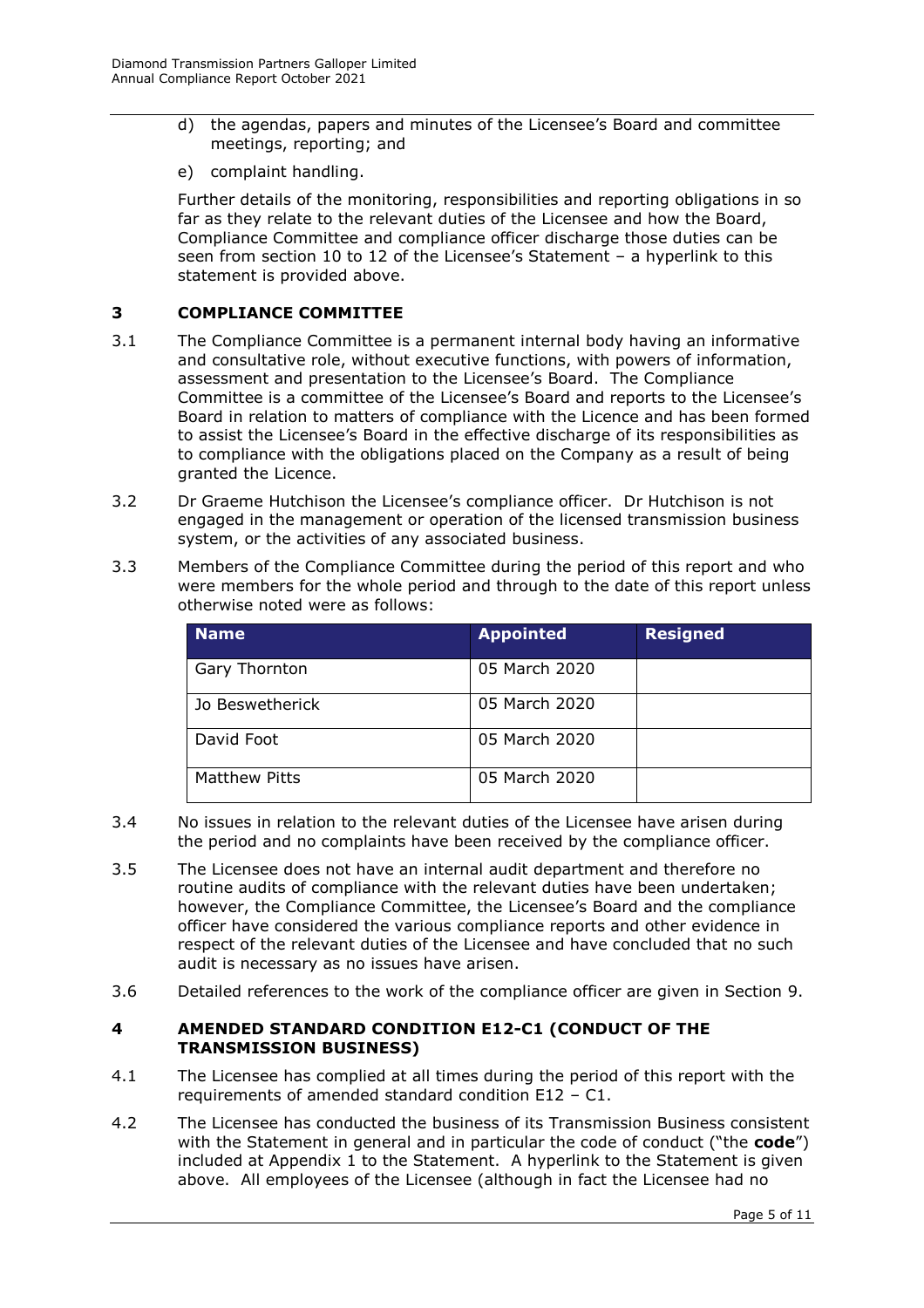d) the agendas, papers and minutes of the Licensee's Board and committee meetings, reporting; and

e) complaint handling.

Further details of the monitoring, responsibilities and reporting obligations in so far as they relate to the relevant duties of the Licensee and how the Board, Compliance Committee and compliance officer discharge those duties can be seen from section 10 to 12 of the Licensee's Statement – a hyperlink to this statement is provided above.

## 3 COMPLIANCE COMMITTEE

3.1 The Compliance Committee is a permanent internal body having an informative and consultative role, without executive functions, with powers of information, assessment and presentation to the Licensee's Board. The Compliance Committee is a committee of the Licensee's Board and reports to the Licensee's Board in relation to matters of compliance with the Licence and has been formed to assist the Licensee's Board in the effective discharge of its responsibilities as to compliance with the obligations placed on the Company as a result of being granted the Licence.

3.2 Dr Graeme Hutchison the Licensee's compliance officer. Dr Hutchison is not engaged in the management or operation of the licensed transmission business system, or the activities of any associated business.

3.3 Members of the Compliance Committee during the period of this report and who were members for the whole period and through to the date of this report unless otherwise noted were as follows:

| Name | Appointed | Resigned |
|---|---|---|
| Gary Thornton | 05 March 2020 | |
| Jo Beswetherick | 05 March 2020 | |
| David Foot | 05 March 2020 | |
| Matthew Pitts | 05 March 2020 | |

3.4 No issues in relation to the relevant duties of the Licensee have arisen during the period and no complaints have been received by the compliance officer.

3.5 The Licensee does not have an internal audit department and therefore no routine audits of compliance with the relevant duties have been undertaken; however, the Compliance Committee, the Licensee's Board and the compliance officer have considered the various compliance reports and other evidence in respect of the relevant duties of the Licensee and have concluded that no such audit is necessary as no issues have arisen.

3.6 Detailed references to the work of the compliance officer are given in Section 9.

## 4 AMENDED STANDARD CONDITION E12-C1 (CONDUCT OF THE TRANSMISSION BUSINESS)

4.1 The Licensee has complied at all times during the period of this report with the requirements of amended standard condition E12 – C1.

4.2 The Licensee has conducted the business of its Transmission Business consistent with the Statement in general and in particular the code of conduct ("the **code**") included at Appendix 1 to the Statement. A hyperlink to the Statement is given above. All employees of the Licensee (although in fact the Licensee had no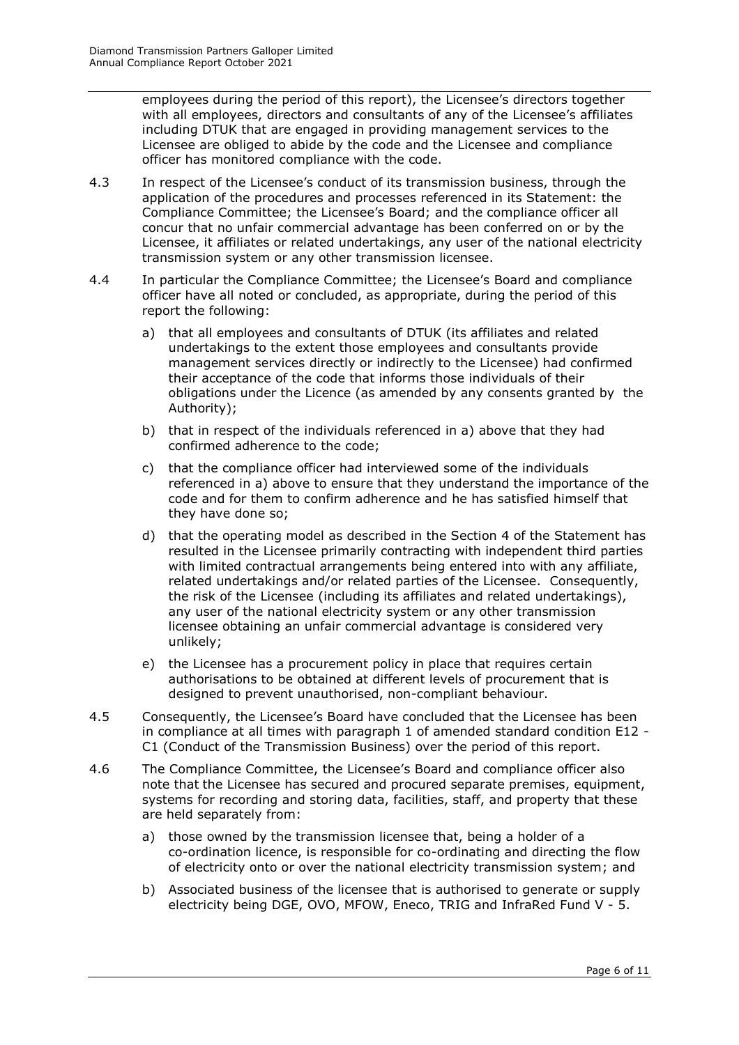employees during the period of this report), the Licensee's directors together with all employees, directors and consultants of any of the Licensee's affiliates including DTUK that are engaged in providing management services to the Licensee are obliged to abide by the code and the Licensee and compliance officer has monitored compliance with the code.

4.3 In respect of the Licensee's conduct of its transmission business, through the application of the procedures and processes referenced in its Statement: the Compliance Committee; the Licensee's Board; and the compliance officer all concur that no unfair commercial advantage has been conferred on or by the Licensee, it affiliates or related undertakings, any user of the national electricity transmission system or any other transmission licensee.

4.4 In particular the Compliance Committee; the Licensee's Board and compliance officer have all noted or concluded, as appropriate, during the period of this report the following:

a) that all employees and consultants of DTUK (its affiliates and related undertakings to the extent those employees and consultants provide management services directly or indirectly to the Licensee) had confirmed their acceptance of the code that informs those individuals of their obligations under the Licence (as amended by any consents granted by the Authority);

b) that in respect of the individuals referenced in a) above that they had confirmed adherence to the code;

c) that the compliance officer had interviewed some of the individuals referenced in a) above to ensure that they understand the importance of the code and for them to confirm adherence and he has satisfied himself that they have done so;

d) that the operating model as described in the Section 4 of the Statement has resulted in the Licensee primarily contracting with independent third parties with limited contractual arrangements being entered into with any affiliate, related undertakings and/or related parties of the Licensee. Consequently, the risk of the Licensee (including its affiliates and related undertakings), any user of the national electricity system or any other transmission licensee obtaining an unfair commercial advantage is considered very unlikely;

e) the Licensee has a procurement policy in place that requires certain authorisations to be obtained at different levels of procurement that is designed to prevent unauthorised, non-compliant behaviour.

4.5 Consequently, the Licensee's Board have concluded that the Licensee has been in compliance at all times with paragraph 1 of amended standard condition E12 - C1 (Conduct of the Transmission Business) over the period of this report.

4.6 The Compliance Committee, the Licensee's Board and compliance officer also note that the Licensee has secured and procured separate premises, equipment, systems for recording and storing data, facilities, staff, and property that these are held separately from:

a) those owned by the transmission licensee that, being a holder of a co-ordination licence, is responsible for co-ordinating and directing the flow of electricity onto or over the national electricity transmission system; and

b) Associated business of the licensee that is authorised to generate or supply electricity being DGE, OVO, MFOW, Eneco, TRIG and InfraRed Fund V - 5.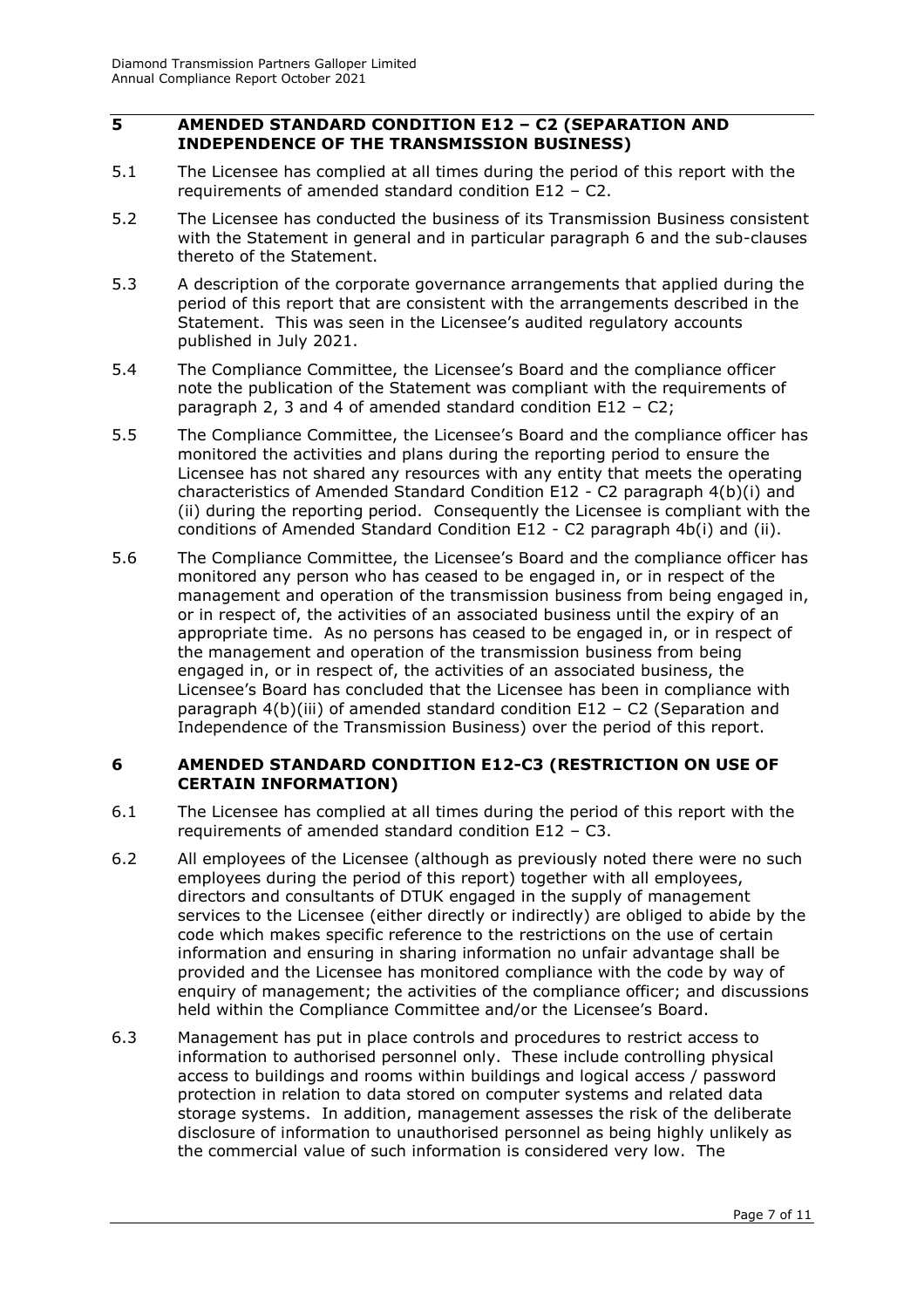## 5 AMENDED STANDARD CONDITION E12 – C2 (SEPARATION AND INDEPENDENCE OF THE TRANSMISSION BUSINESS)

5.1 The Licensee has complied at all times during the period of this report with the requirements of amended standard condition E12 – C2.

5.2 The Licensee has conducted the business of its Transmission Business consistent with the Statement in general and in particular paragraph 6 and the sub-clauses thereto of the Statement.

5.3 A description of the corporate governance arrangements that applied during the period of this report that are consistent with the arrangements described in the Statement. This was seen in the Licensee's audited regulatory accounts published in July 2021.

5.4 The Compliance Committee, the Licensee's Board and the compliance officer note the publication of the Statement was compliant with the requirements of paragraph 2, 3 and 4 of amended standard condition E12 – C2;

5.5 The Compliance Committee, the Licensee's Board and the compliance officer has monitored the activities and plans during the reporting period to ensure the Licensee has not shared any resources with any entity that meets the operating characteristics of Amended Standard Condition E12 - C2 paragraph 4(b)(i) and (ii) during the reporting period. Consequently the Licensee is compliant with the conditions of Amended Standard Condition E12 - C2 paragraph 4b(i) and (ii).

5.6 The Compliance Committee, the Licensee's Board and the compliance officer has monitored any person who has ceased to be engaged in, or in respect of the management and operation of the transmission business from being engaged in, or in respect of, the activities of an associated business until the expiry of an appropriate time. As no persons has ceased to be engaged in, or in respect of the management and operation of the transmission business from being engaged in, or in respect of, the activities of an associated business, the Licensee's Board has concluded that the Licensee has been in compliance with paragraph 4(b)(iii) of amended standard condition E12 – C2 (Separation and Independence of the Transmission Business) over the period of this report.

## 6 AMENDED STANDARD CONDITION E12-C3 (RESTRICTION ON USE OF CERTAIN INFORMATION)

6.1 The Licensee has complied at all times during the period of this report with the requirements of amended standard condition E12 – C3.

6.2 All employees of the Licensee (although as previously noted there were no such employees during the period of this report) together with all employees, directors and consultants of DTUK engaged in the supply of management services to the Licensee (either directly or indirectly) are obliged to abide by the code which makes specific reference to the restrictions on the use of certain information and ensuring in sharing information no unfair advantage shall be provided and the Licensee has monitored compliance with the code by way of enquiry of management; the activities of the compliance officer; and discussions held within the Compliance Committee and/or the Licensee's Board.

6.3 Management has put in place controls and procedures to restrict access to information to authorised personnel only. These include controlling physical access to buildings and rooms within buildings and logical access / password protection in relation to data stored on computer systems and related data storage systems. In addition, management assesses the risk of the deliberate disclosure of information to unauthorised personnel as being highly unlikely as the commercial value of such information is considered very low. The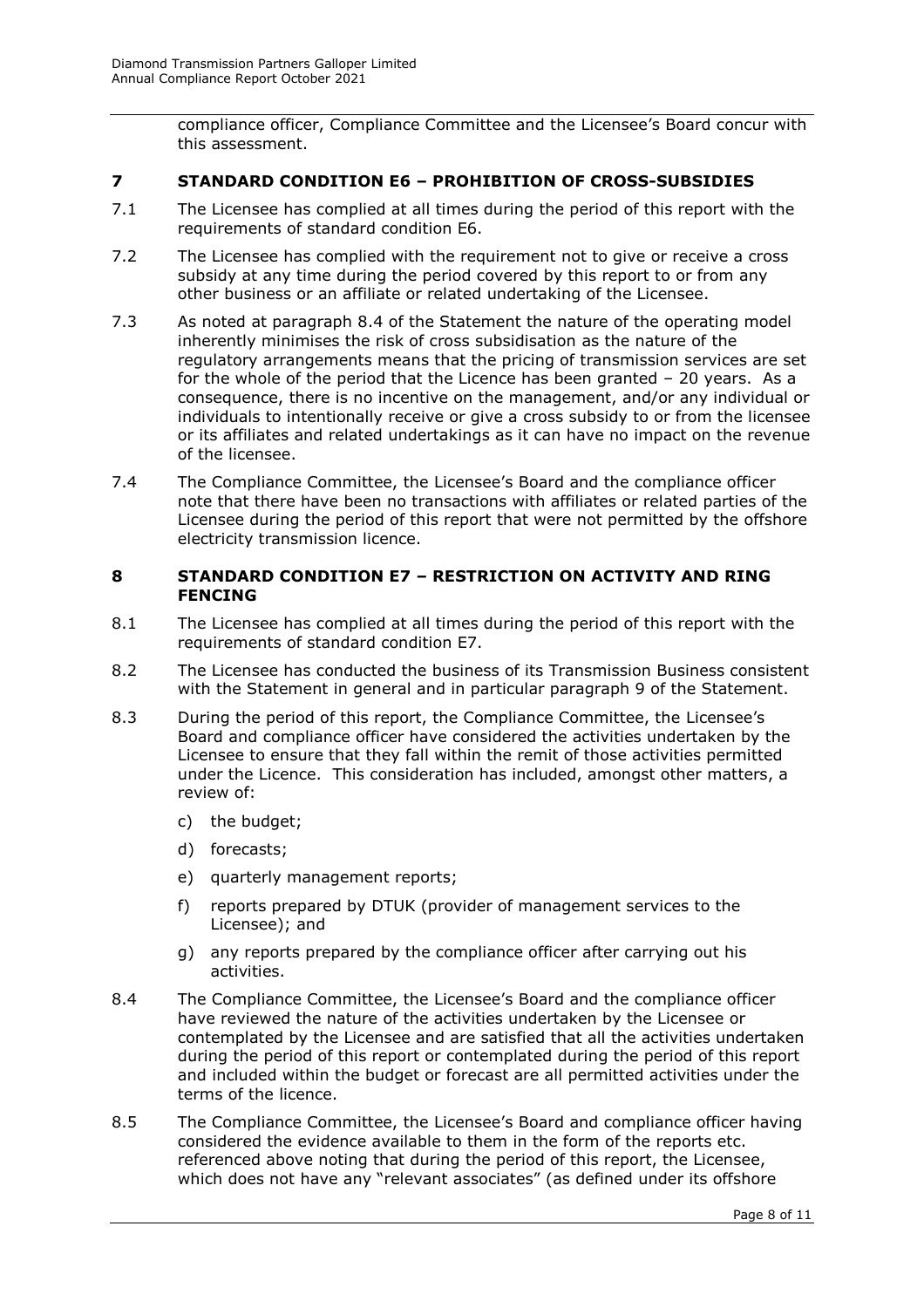compliance officer, Compliance Committee and the Licensee's Board concur with this assessment.

## 7 STANDARD CONDITION E6 – PROHIBITION OF CROSS-SUBSIDIES

7.1 The Licensee has complied at all times during the period of this report with the requirements of standard condition E6.

7.2 The Licensee has complied with the requirement not to give or receive a cross subsidy at any time during the period covered by this report to or from any other business or an affiliate or related undertaking of the Licensee.

7.3 As noted at paragraph 8.4 of the Statement the nature of the operating model inherently minimises the risk of cross subsidisation as the nature of the regulatory arrangements means that the pricing of transmission services are set for the whole of the period that the Licence has been granted – 20 years. As a consequence, there is no incentive on the management, and/or any individual or individuals to intentionally receive or give a cross subsidy to or from the licensee or its affiliates and related undertakings as it can have no impact on the revenue of the licensee.

7.4 The Compliance Committee, the Licensee's Board and the compliance officer note that there have been no transactions with affiliates or related parties of the Licensee during the period of this report that were not permitted by the offshore electricity transmission licence.

## 8 STANDARD CONDITION E7 – RESTRICTION ON ACTIVITY AND RING FENCING

8.1 The Licensee has complied at all times during the period of this report with the requirements of standard condition E7.

8.2 The Licensee has conducted the business of its Transmission Business consistent with the Statement in general and in particular paragraph 9 of the Statement.

8.3 During the period of this report, the Compliance Committee, the Licensee's Board and compliance officer have considered the activities undertaken by the Licensee to ensure that they fall within the remit of those activities permitted under the Licence. This consideration has included, amongst other matters, a review of:

c) the budget;

d) forecasts;

e) quarterly management reports;

f) reports prepared by DTUK (provider of management services to the Licensee); and

g) any reports prepared by the compliance officer after carrying out his activities.

8.4 The Compliance Committee, the Licensee's Board and the compliance officer have reviewed the nature of the activities undertaken by the Licensee or contemplated by the Licensee and are satisfied that all the activities undertaken during the period of this report or contemplated during the period of this report and included within the budget or forecast are all permitted activities under the terms of the licence.

8.5 The Compliance Committee, the Licensee's Board and compliance officer having considered the evidence available to them in the form of the reports etc. referenced above noting that during the period of this report, the Licensee, which does not have any "relevant associates" (as defined under its offshore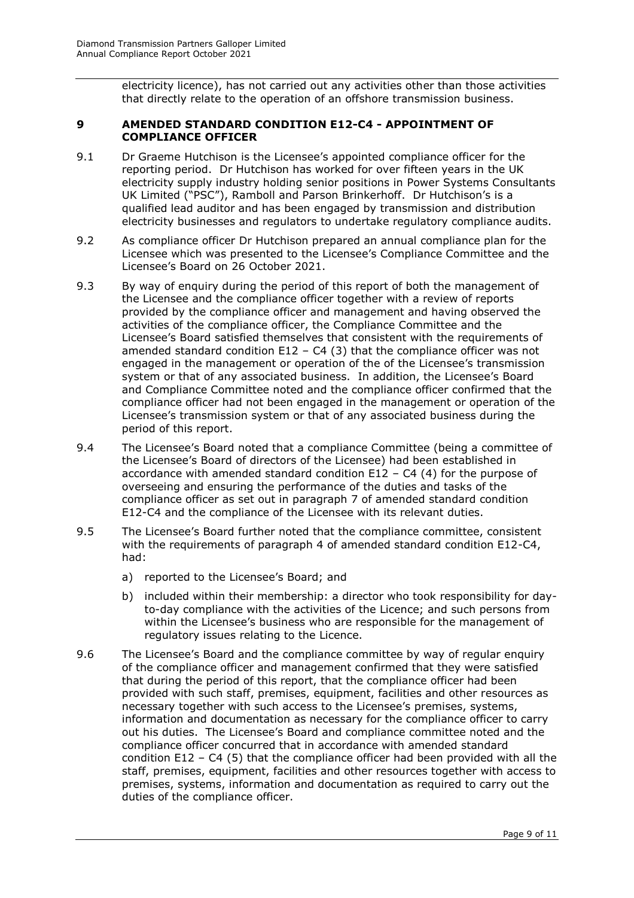electricity licence), has not carried out any activities other than those activities that directly relate to the operation of an offshore transmission business.

## 9 AMENDED STANDARD CONDITION E12-C4 - APPOINTMENT OF COMPLIANCE OFFICER

9.1 Dr Graeme Hutchison is the Licensee's appointed compliance officer for the reporting period. Dr Hutchison has worked for over fifteen years in the UK electricity supply industry holding senior positions in Power Systems Consultants UK Limited ("PSC"), Ramboll and Parson Brinkerhoff. Dr Hutchison's is a qualified lead auditor and has been engaged by transmission and distribution electricity businesses and regulators to undertake regulatory compliance audits.

9.2 As compliance officer Dr Hutchison prepared an annual compliance plan for the Licensee which was presented to the Licensee's Compliance Committee and the Licensee's Board on 26 October 2021.

9.3 By way of enquiry during the period of this report of both the management of the Licensee and the compliance officer together with a review of reports provided by the compliance officer and management and having observed the activities of the compliance officer, the Compliance Committee and the Licensee's Board satisfied themselves that consistent with the requirements of amended standard condition E12 – C4 (3) that the compliance officer was not engaged in the management or operation of the of the Licensee's transmission system or that of any associated business. In addition, the Licensee's Board and Compliance Committee noted and the compliance officer confirmed that the compliance officer had not been engaged in the management or operation of the Licensee's transmission system or that of any associated business during the period of this report.

9.4 The Licensee's Board noted that a compliance Committee (being a committee of the Licensee's Board of directors of the Licensee) had been established in accordance with amended standard condition E12 – C4 (4) for the purpose of overseeing and ensuring the performance of the duties and tasks of the compliance officer as set out in paragraph 7 of amended standard condition E12-C4 and the compliance of the Licensee with its relevant duties.

9.5 The Licensee's Board further noted that the compliance committee, consistent with the requirements of paragraph 4 of amended standard condition E12-C4, had:

a) reported to the Licensee's Board; and

b) included within their membership: a director who took responsibility for day-to-day compliance with the activities of the Licence; and such persons from within the Licensee's business who are responsible for the management of regulatory issues relating to the Licence.

9.6 The Licensee's Board and the compliance committee by way of regular enquiry of the compliance officer and management confirmed that they were satisfied that during the period of this report, that the compliance officer had been provided with such staff, premises, equipment, facilities and other resources as necessary together with such access to the Licensee's premises, systems, information and documentation as necessary for the compliance officer to carry out his duties. The Licensee's Board and compliance committee noted and the compliance officer concurred that in accordance with amended standard condition E12 – C4 (5) that the compliance officer had been provided with all the staff, premises, equipment, facilities and other resources together with access to premises, systems, information and documentation as required to carry out the duties of the compliance officer.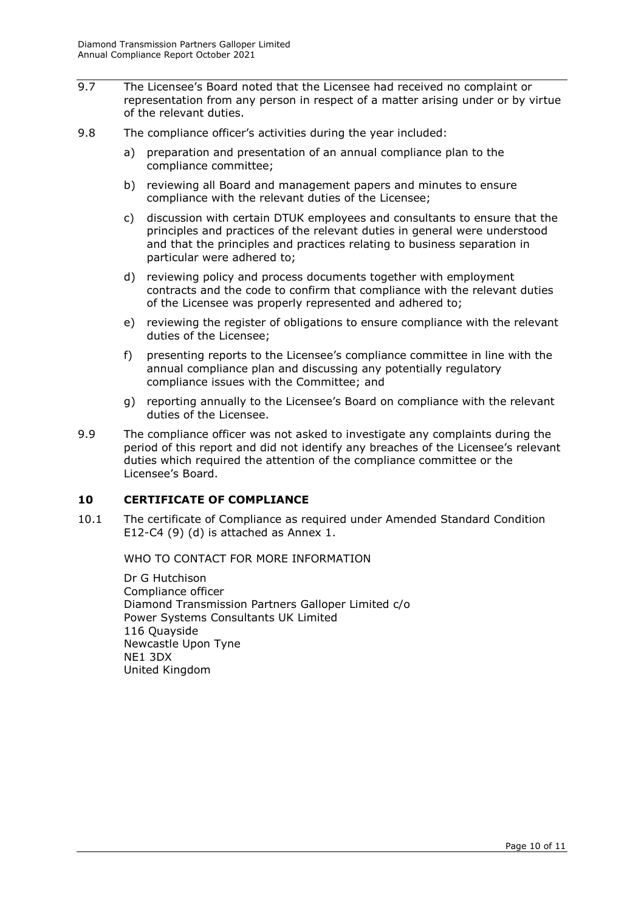9.7 The Licensee's Board noted that the Licensee had received no complaint or representation from any person in respect of a matter arising under or by virtue of the relevant duties.

9.8 The compliance officer's activities during the year included:

a) preparation and presentation of an annual compliance plan to the compliance committee;

b) reviewing all Board and management papers and minutes to ensure compliance with the relevant duties of the Licensee;

c) discussion with certain DTUK employees and consultants to ensure that the principles and practices of the relevant duties in general were understood and that the principles and practices relating to business separation in particular were adhered to;

d) reviewing policy and process documents together with employment contracts and the code to confirm that compliance with the relevant duties of the Licensee was properly represented and adhered to;

e) reviewing the register of obligations to ensure compliance with the relevant duties of the Licensee;

f) presenting reports to the Licensee's compliance committee in line with the annual compliance plan and discussing any potentially regulatory compliance issues with the Committee; and

g) reporting annually to the Licensee's Board on compliance with the relevant duties of the Licensee.

9.9 The compliance officer was not asked to investigate any complaints during the period of this report and did not identify any breaches of the Licensee's relevant duties which required the attention of the compliance committee or the Licensee's Board.

## 10 CERTIFICATE OF COMPLIANCE

10.1 The certificate of Compliance as required under Amended Standard Condition E12-C4 (9) (d) is attached as Annex 1.

WHO TO CONTACT FOR MORE INFORMATION

Dr G Hutchison
Compliance officer
Diamond Transmission Partners Galloper Limited c/o
Power Systems Consultants UK Limited
116 Quayside
Newcastle Upon Tyne
NE1 3DX
United Kingdom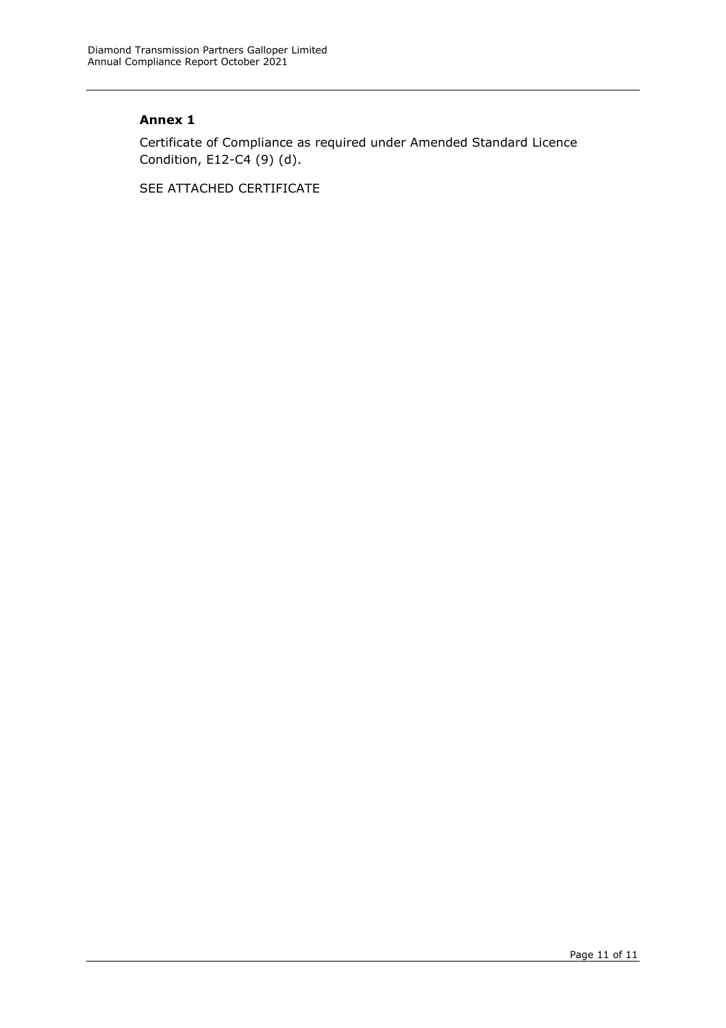## Annex 1

Certificate of Compliance as required under Amended Standard Licence Condition, E12-C4 (9) (d).

SEE ATTACHED CERTIFICATE